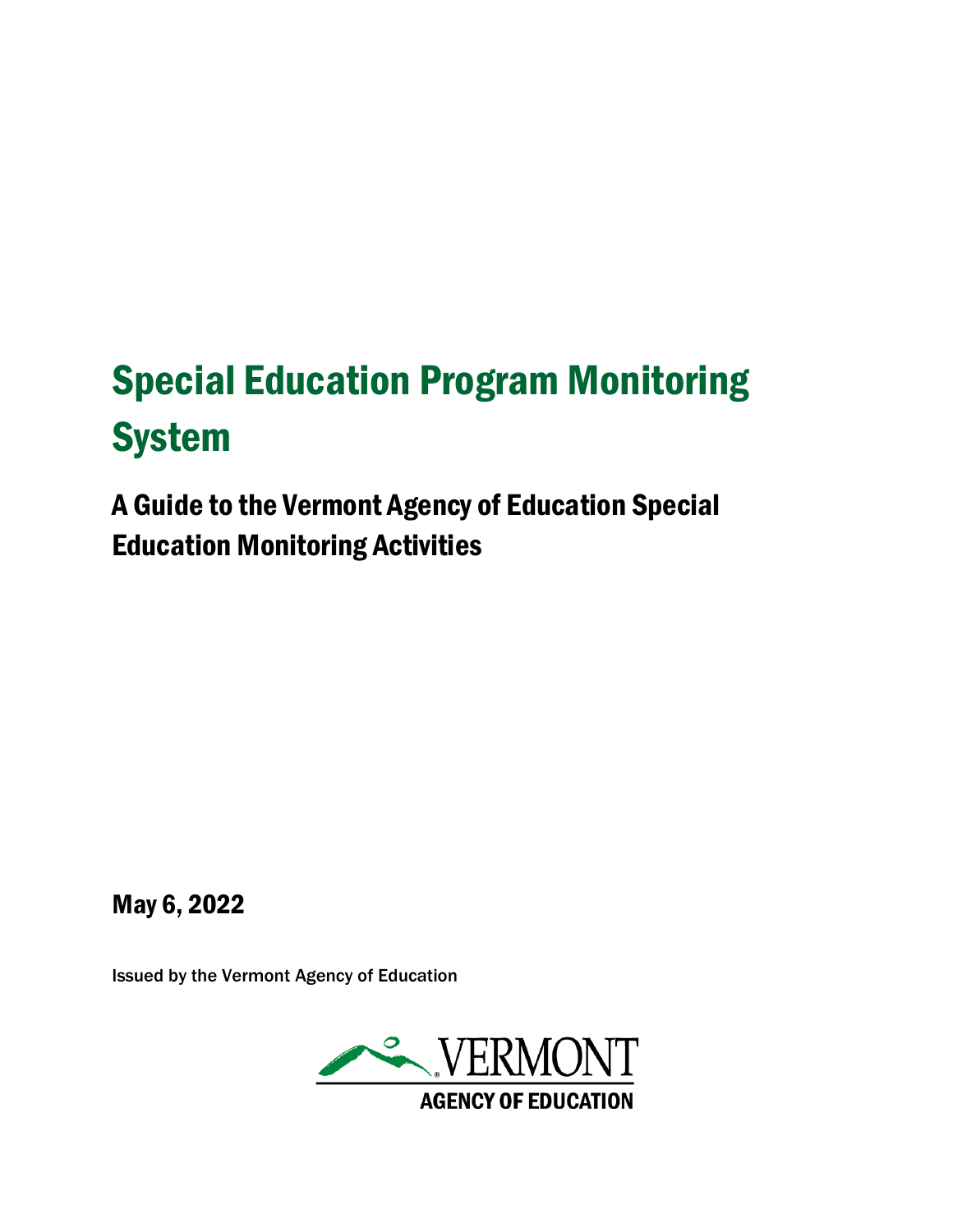# Special Education Program Monitoring System

## A Guide to the Vermont Agency of Education Special Education Monitoring Activities

**May 6, 2022**

Issued by the Vermont Agency of Education

VERMONT
AGENCY OF EDUCATION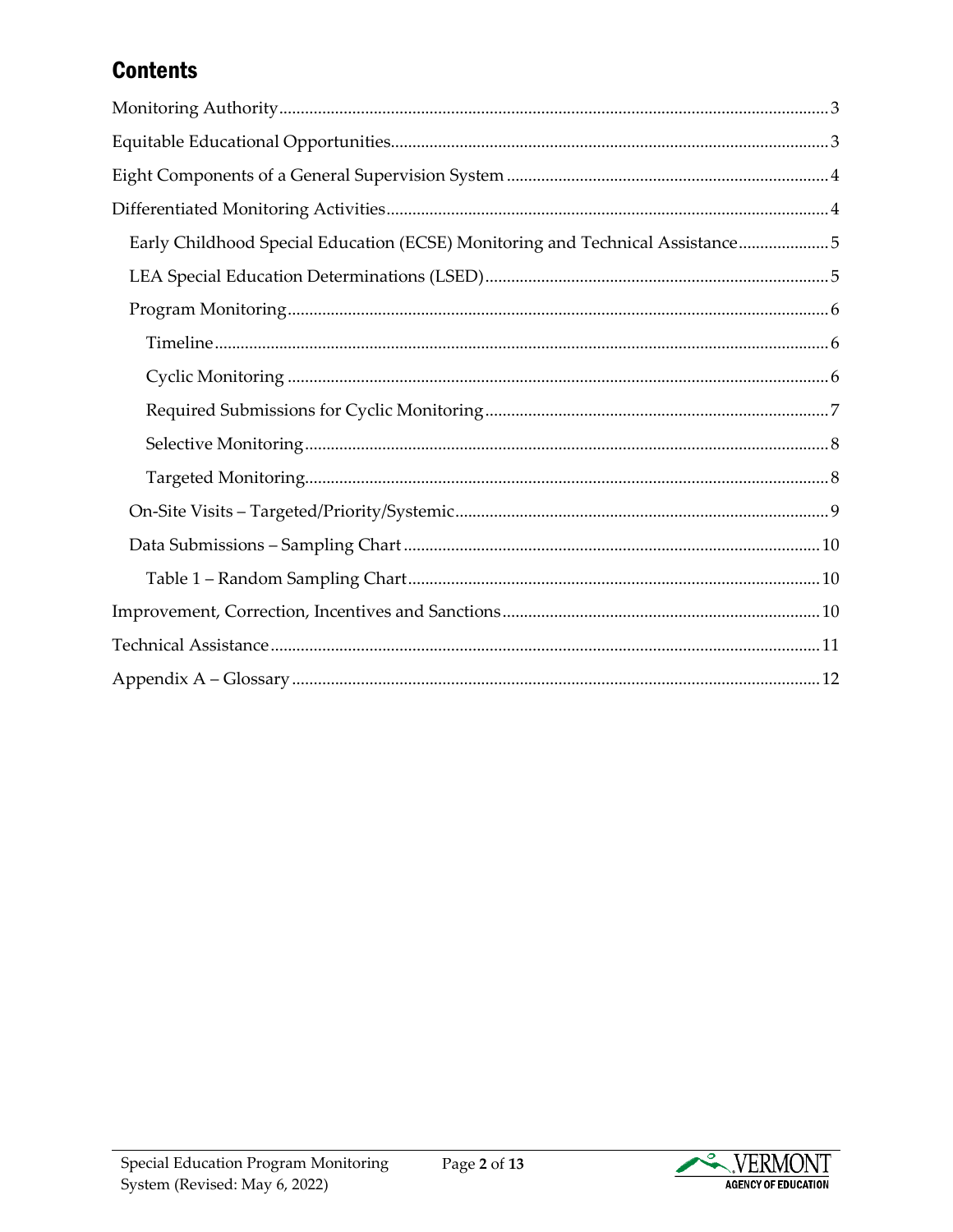## Contents

- Monitoring Authority ..... 3
- Equitable Educational Opportunities ..... 3
- Eight Components of a General Supervision System ..... 4
- Differentiated Monitoring Activities ..... 4
  - Early Childhood Special Education (ECSE) Monitoring and Technical Assistance ..... 5
  - LEA Special Education Determinations (LSED) ..... 5
  - Program Monitoring ..... 6
    - Timeline ..... 6
    - Cyclic Monitoring ..... 6
    - Required Submissions for Cyclic Monitoring ..... 7
    - Selective Monitoring ..... 8
    - Targeted Monitoring ..... 8
  - On-Site Visits – Targeted/Priority/Systemic ..... 9
  - Data Submissions – Sampling Chart ..... 10
    - Table 1 – Random Sampling Chart ..... 10
- Improvement, Correction, Incentives and Sanctions ..... 10
- Technical Assistance ..... 11
- Appendix A – Glossary ..... 12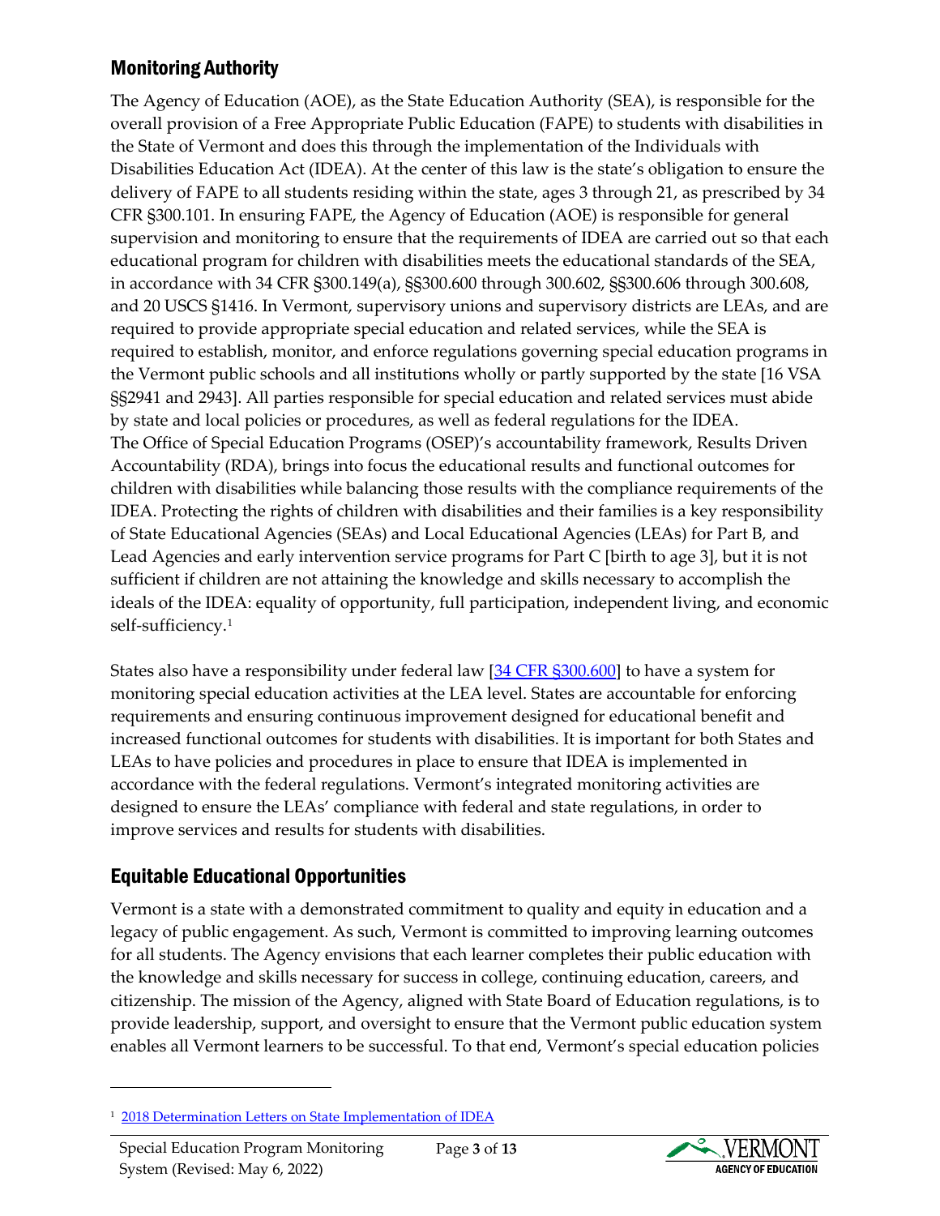## Monitoring Authority

The Agency of Education (AOE), as the State Education Authority (SEA), is responsible for the overall provision of a Free Appropriate Public Education (FAPE) to students with disabilities in the State of Vermont and does this through the implementation of the Individuals with Disabilities Education Act (IDEA). At the center of this law is the state's obligation to ensure the delivery of FAPE to all students residing within the state, ages 3 through 21, as prescribed by 34 CFR §300.101. In ensuring FAPE, the Agency of Education (AOE) is responsible for general supervision and monitoring to ensure that the requirements of IDEA are carried out so that each educational program for children with disabilities meets the educational standards of the SEA, in accordance with 34 CFR §300.149(a), §§300.600 through 300.602, §§300.606 through 300.608, and 20 USCS §1416. In Vermont, supervisory unions and supervisory districts are LEAs, and are required to provide appropriate special education and related services, while the SEA is required to establish, monitor, and enforce regulations governing special education programs in the Vermont public schools and all institutions wholly or partly supported by the state [16 VSA §§2941 and 2943]. All parties responsible for special education and related services must abide by state and local policies or procedures, as well as federal regulations for the IDEA.
The Office of Special Education Programs (OSEP)'s accountability framework, Results Driven Accountability (RDA), brings into focus the educational results and functional outcomes for children with disabilities while balancing those results with the compliance requirements of the IDEA. Protecting the rights of children with disabilities and their families is a key responsibility of State Educational Agencies (SEAs) and Local Educational Agencies (LEAs) for Part B, and Lead Agencies and early intervention service programs for Part C [birth to age 3], but it is not sufficient if children are not attaining the knowledge and skills necessary to accomplish the ideals of the IDEA: equality of opportunity, full participation, independent living, and economic self-sufficiency.[1]

States also have a responsibility under federal law [34 CFR §300.600] to have a system for monitoring special education activities at the LEA level. States are accountable for enforcing requirements and ensuring continuous improvement designed for educational benefit and increased functional outcomes for students with disabilities. It is important for both States and LEAs to have policies and procedures in place to ensure that IDEA is implemented in accordance with the federal regulations. Vermont's integrated monitoring activities are designed to ensure the LEAs' compliance with federal and state regulations, in order to improve services and results for students with disabilities.

## Equitable Educational Opportunities

Vermont is a state with a demonstrated commitment to quality and equity in education and a legacy of public engagement. As such, Vermont is committed to improving learning outcomes for all students. The Agency envisions that each learner completes their public education with the knowledge and skills necessary for success in college, continuing education, careers, and citizenship. The mission of the Agency, aligned with State Board of Education regulations, is to provide leadership, support, and oversight to ensure that the Vermont public education system enables all Vermont learners to be successful. To that end, Vermont's special education policies

---

[1] 2018 Determination Letters on State Implementation of IDEA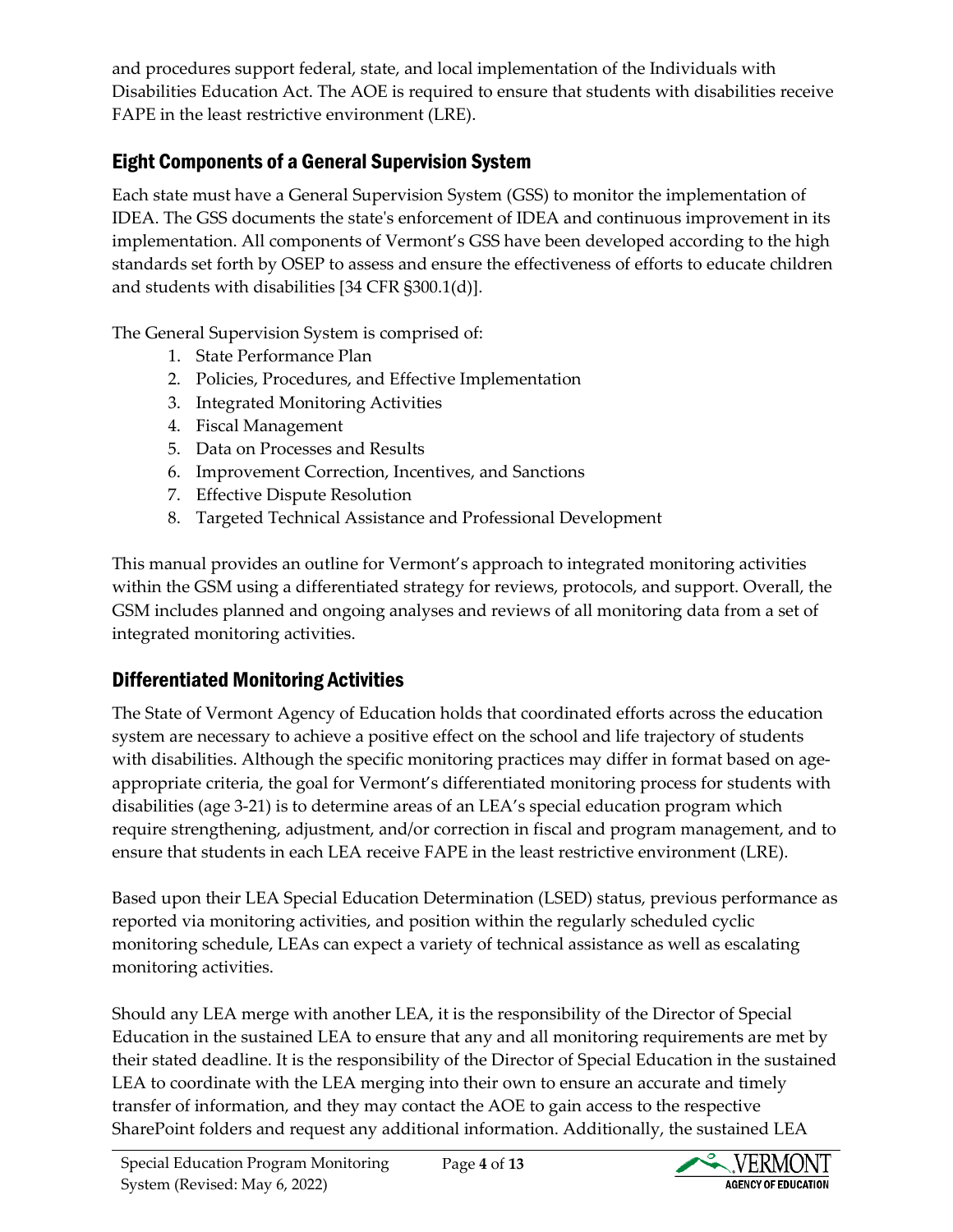and procedures support federal, state, and local implementation of the Individuals with Disabilities Education Act. The AOE is required to ensure that students with disabilities receive FAPE in the least restrictive environment (LRE).

## Eight Components of a General Supervision System

Each state must have a General Supervision System (GSS) to monitor the implementation of IDEA. The GSS documents the state's enforcement of IDEA and continuous improvement in its implementation. All components of Vermont's GSS have been developed according to the high standards set forth by OSEP to assess and ensure the effectiveness of efforts to educate children and students with disabilities [34 CFR §300.1(d)].

The General Supervision System is comprised of:

1. State Performance Plan
2. Policies, Procedures, and Effective Implementation
3. Integrated Monitoring Activities
4. Fiscal Management
5. Data on Processes and Results
6. Improvement Correction, Incentives, and Sanctions
7. Effective Dispute Resolution
8. Targeted Technical Assistance and Professional Development

This manual provides an outline for Vermont's approach to integrated monitoring activities within the GSM using a differentiated strategy for reviews, protocols, and support. Overall, the GSM includes planned and ongoing analyses and reviews of all monitoring data from a set of integrated monitoring activities.

## Differentiated Monitoring Activities

The State of Vermont Agency of Education holds that coordinated efforts across the education system are necessary to achieve a positive effect on the school and life trajectory of students with disabilities. Although the specific monitoring practices may differ in format based on age-appropriate criteria, the goal for Vermont's differentiated monitoring process for students with disabilities (age 3-21) is to determine areas of an LEA's special education program which require strengthening, adjustment, and/or correction in fiscal and program management, and to ensure that students in each LEA receive FAPE in the least restrictive environment (LRE).

Based upon their LEA Special Education Determination (LSED) status, previous performance as reported via monitoring activities, and position within the regularly scheduled cyclic monitoring schedule, LEAs can expect a variety of technical assistance as well as escalating monitoring activities.

Should any LEA merge with another LEA, it is the responsibility of the Director of Special Education in the sustained LEA to ensure that any and all monitoring requirements are met by their stated deadline. It is the responsibility of the Director of Special Education in the sustained LEA to coordinate with the LEA merging into their own to ensure an accurate and timely transfer of information, and they may contact the AOE to gain access to the respective SharePoint folders and request any additional information. Additionally, the sustained LEA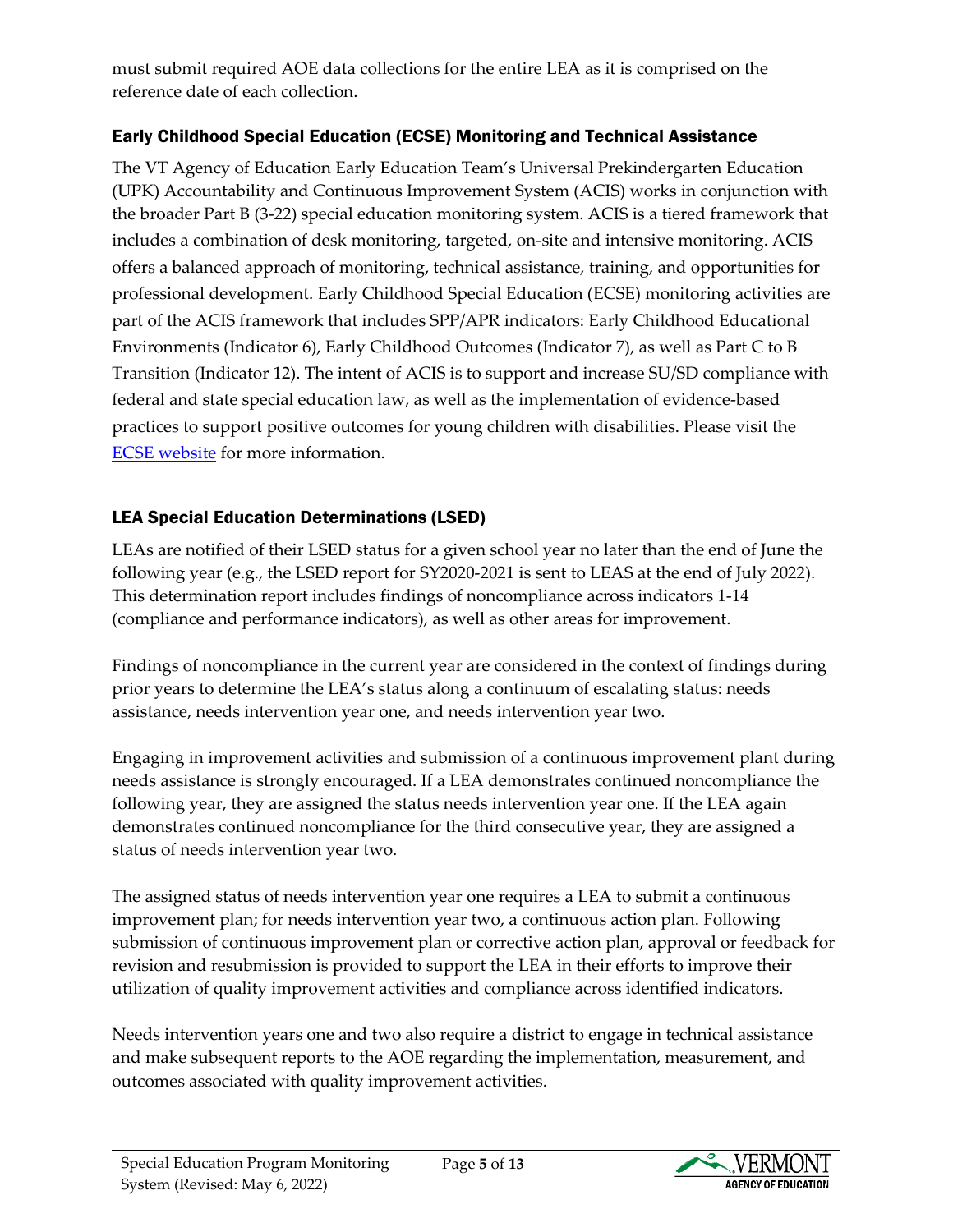must submit required AOE data collections for the entire LEA as it is comprised on the reference date of each collection.

## Early Childhood Special Education (ECSE) Monitoring and Technical Assistance

The VT Agency of Education Early Education Team's Universal Prekindergarten Education (UPK) Accountability and Continuous Improvement System (ACIS) works in conjunction with the broader Part B (3-22) special education monitoring system. ACIS is a tiered framework that includes a combination of desk monitoring, targeted, on-site and intensive monitoring. ACIS offers a balanced approach of monitoring, technical assistance, training, and opportunities for professional development. Early Childhood Special Education (ECSE) monitoring activities are part of the ACIS framework that includes SPP/APR indicators: Early Childhood Educational Environments (Indicator 6), Early Childhood Outcomes (Indicator 7), as well as Part C to B Transition (Indicator 12). The intent of ACIS is to support and increase SU/SD compliance with federal and state special education law, as well as the implementation of evidence-based practices to support positive outcomes for young children with disabilities. Please visit the ECSE website for more information.

## LEA Special Education Determinations (LSED)

LEAs are notified of their LSED status for a given school year no later than the end of June the following year (e.g., the LSED report for SY2020-2021 is sent to LEAS at the end of July 2022). This determination report includes findings of noncompliance across indicators 1-14 (compliance and performance indicators), as well as other areas for improvement.

Findings of noncompliance in the current year are considered in the context of findings during prior years to determine the LEA's status along a continuum of escalating status: needs assistance, needs intervention year one, and needs intervention year two.

Engaging in improvement activities and submission of a continuous improvement plant during needs assistance is strongly encouraged. If a LEA demonstrates continued noncompliance the following year, they are assigned the status needs intervention year one. If the LEA again demonstrates continued noncompliance for the third consecutive year, they are assigned a status of needs intervention year two.

The assigned status of needs intervention year one requires a LEA to submit a continuous improvement plan; for needs intervention year two, a continuous action plan. Following submission of continuous improvement plan or corrective action plan, approval or feedback for revision and resubmission is provided to support the LEA in their efforts to improve their utilization of quality improvement activities and compliance across identified indicators.

Needs intervention years one and two also require a district to engage in technical assistance and make subsequent reports to the AOE regarding the implementation, measurement, and outcomes associated with quality improvement activities.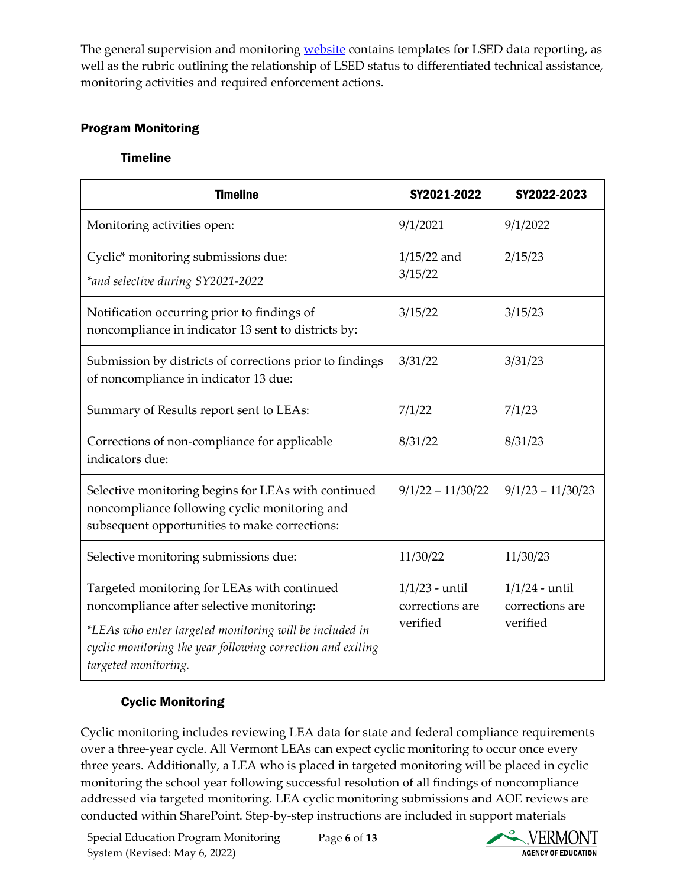The general supervision and monitoring website contains templates for LSED data reporting, as well as the rubric outlining the relationship of LSED status to differentiated technical assistance, monitoring activities and required enforcement actions.

## Program Monitoring

### Timeline

| Timeline | SY2021-2022 | SY2022-2023 |
| --- | --- | --- |
| Monitoring activities open: | 9/1/2021 | 9/1/2022 |
| Cyclic* monitoring submissions due: *\*and selective during SY2021-2022* | 1/15/22 and 3/15/22 | 2/15/23 |
| Notification occurring prior to findings of noncompliance in indicator 13 sent to districts by: | 3/15/22 | 3/15/23 |
| Submission by districts of corrections prior to findings of noncompliance in indicator 13 due: | 3/31/22 | 3/31/23 |
| Summary of Results report sent to LEAs: | 7/1/22 | 7/1/23 |
| Corrections of non-compliance for applicable indicators due: | 8/31/22 | 8/31/23 |
| Selective monitoring begins for LEAs with continued noncompliance following cyclic monitoring and subsequent opportunities to make corrections: | 9/1/22 – 11/30/22 | 9/1/23 – 11/30/23 |
| Selective monitoring submissions due: | 11/30/22 | 11/30/23 |
| Targeted monitoring for LEAs with continued noncompliance after selective monitoring: *\*LEAs who enter targeted monitoring will be included in cyclic monitoring the year following correction and exiting targeted monitoring.* | 1/1/23 - until corrections are verified | 1/1/24 - until corrections are verified |

### Cyclic Monitoring

Cyclic monitoring includes reviewing LEA data for state and federal compliance requirements over a three-year cycle. All Vermont LEAs can expect cyclic monitoring to occur once every three years. Additionally, a LEA who is placed in targeted monitoring will be placed in cyclic monitoring the school year following successful resolution of all findings of noncompliance addressed via targeted monitoring. LEA cyclic monitoring submissions and AOE reviews are conducted within SharePoint. Step-by-step instructions are included in support materials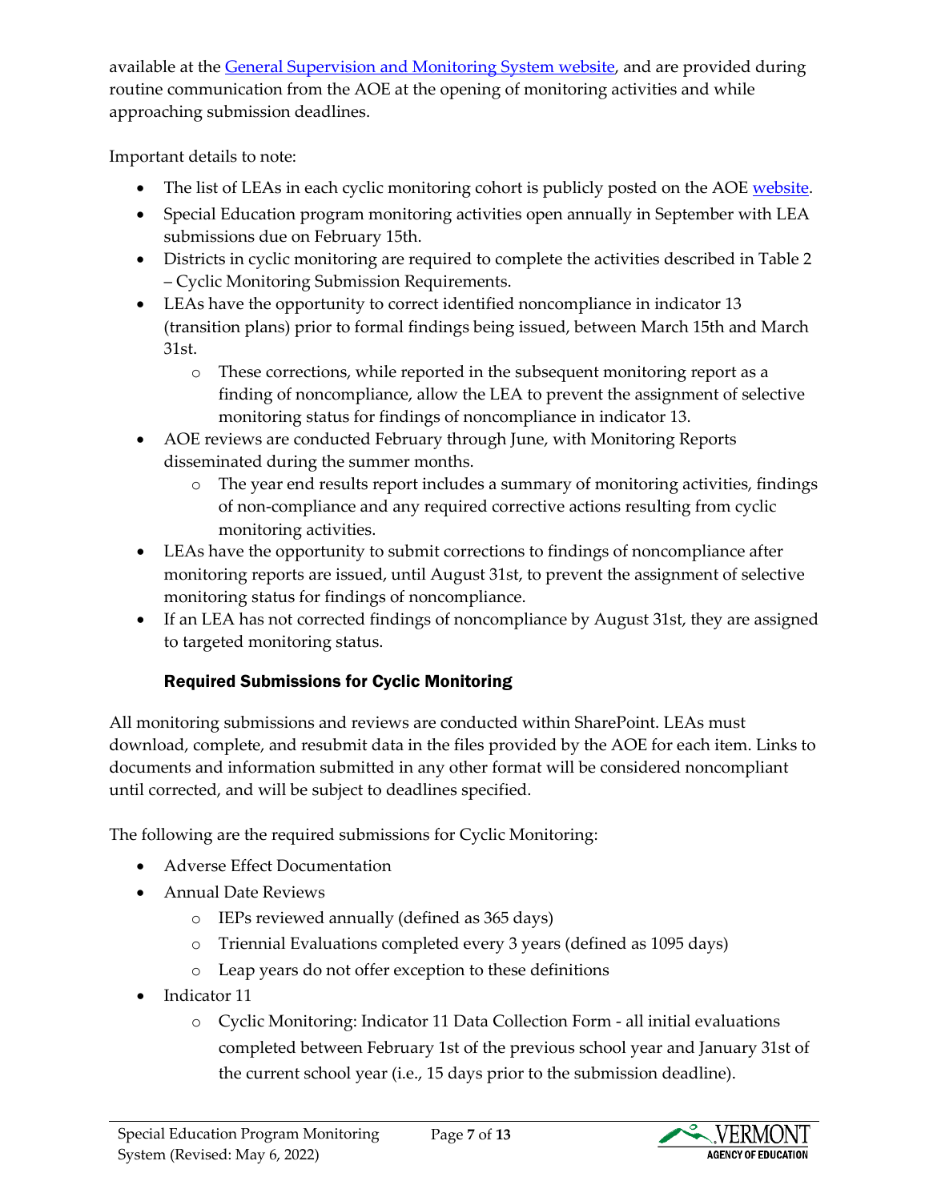available at the [General Supervision and Monitoring System website](), and are provided during routine communication from the AOE at the opening of monitoring activities and while approaching submission deadlines.

Important details to note:

- The list of LEAs in each cyclic monitoring cohort is publicly posted on the AOE [website]().
- Special Education program monitoring activities open annually in September with LEA submissions due on February 15th.
- Districts in cyclic monitoring are required to complete the activities described in Table 2 – Cyclic Monitoring Submission Requirements.
- LEAs have the opportunity to correct identified noncompliance in indicator 13 (transition plans) prior to formal findings being issued, between March 15th and March 31st.
    - These corrections, while reported in the subsequent monitoring report as a finding of noncompliance, allow the LEA to prevent the assignment of selective monitoring status for findings of noncompliance in indicator 13.
- AOE reviews are conducted February through June, with Monitoring Reports disseminated during the summer months.
    - The year end results report includes a summary of monitoring activities, findings of non-compliance and any required corrective actions resulting from cyclic monitoring activities.
- LEAs have the opportunity to submit corrections to findings of noncompliance after monitoring reports are issued, until August 31st, to prevent the assignment of selective monitoring status for findings of noncompliance.
- If an LEA has not corrected findings of noncompliance by August 31st, they are assigned to targeted monitoring status.

### Required Submissions for Cyclic Monitoring

All monitoring submissions and reviews are conducted within SharePoint. LEAs must download, complete, and resubmit data in the files provided by the AOE for each item. Links to documents and information submitted in any other format will be considered noncompliant until corrected, and will be subject to deadlines specified.

The following are the required submissions for Cyclic Monitoring:

- Adverse Effect Documentation
- Annual Date Reviews
    - IEPs reviewed annually (defined as 365 days)
    - Triennial Evaluations completed every 3 years (defined as 1095 days)
    - Leap years do not offer exception to these definitions
- Indicator 11
    - Cyclic Monitoring: Indicator 11 Data Collection Form - all initial evaluations completed between February 1st of the previous school year and January 31st of the current school year (i.e., 15 days prior to the submission deadline).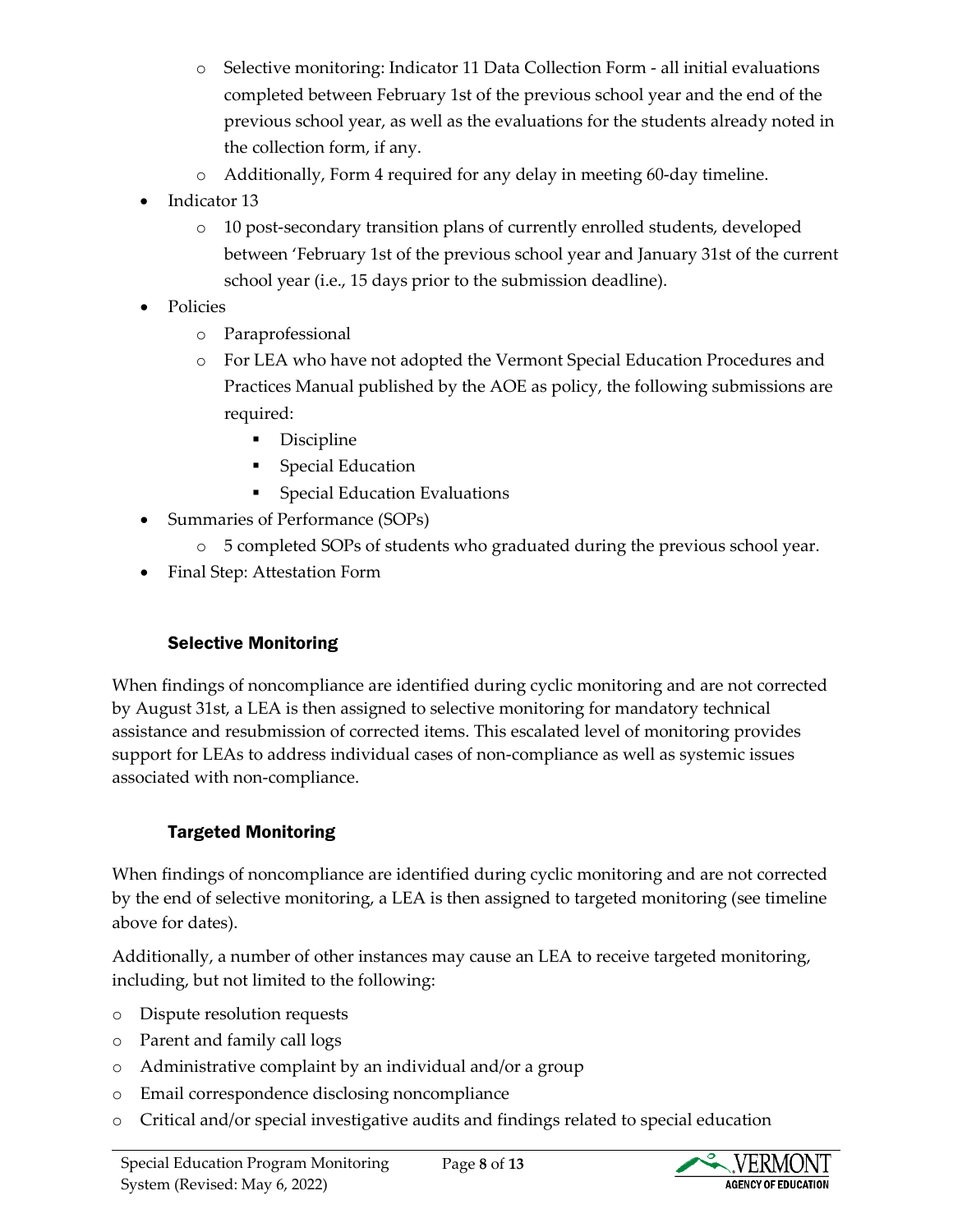- Selective monitoring: Indicator 11 Data Collection Form - all initial evaluations completed between February 1st of the previous school year and the end of the previous school year, as well as the evaluations for the students already noted in the collection form, if any.
    - Additionally, Form 4 required for any delay in meeting 60-day timeline.
- Indicator 13
    - 10 post-secondary transition plans of currently enrolled students, developed between 'February 1st of the previous school year and January 31st of the current school year (i.e., 15 days prior to the submission deadline).
- Policies
    - Paraprofessional
    - For LEA who have not adopted the Vermont Special Education Procedures and Practices Manual published by the AOE as policy, the following submissions are required:
        - Discipline
        - Special Education
        - Special Education Evaluations
- Summaries of Performance (SOPs)
    - 5 completed SOPs of students who graduated during the previous school year.
- Final Step: Attestation Form

### Selective Monitoring

When findings of noncompliance are identified during cyclic monitoring and are not corrected by August 31st, a LEA is then assigned to selective monitoring for mandatory technical assistance and resubmission of corrected items. This escalated level of monitoring provides support for LEAs to address individual cases of non-compliance as well as systemic issues associated with non-compliance.

### Targeted Monitoring

When findings of noncompliance are identified during cyclic monitoring and are not corrected by the end of selective monitoring, a LEA is then assigned to targeted monitoring (see timeline above for dates).

Additionally, a number of other instances may cause an LEA to receive targeted monitoring, including, but not limited to the following:

- Dispute resolution requests
- Parent and family call logs
- Administrative complaint by an individual and/or a group
- Email correspondence disclosing noncompliance
- Critical and/or special investigative audits and findings related to special education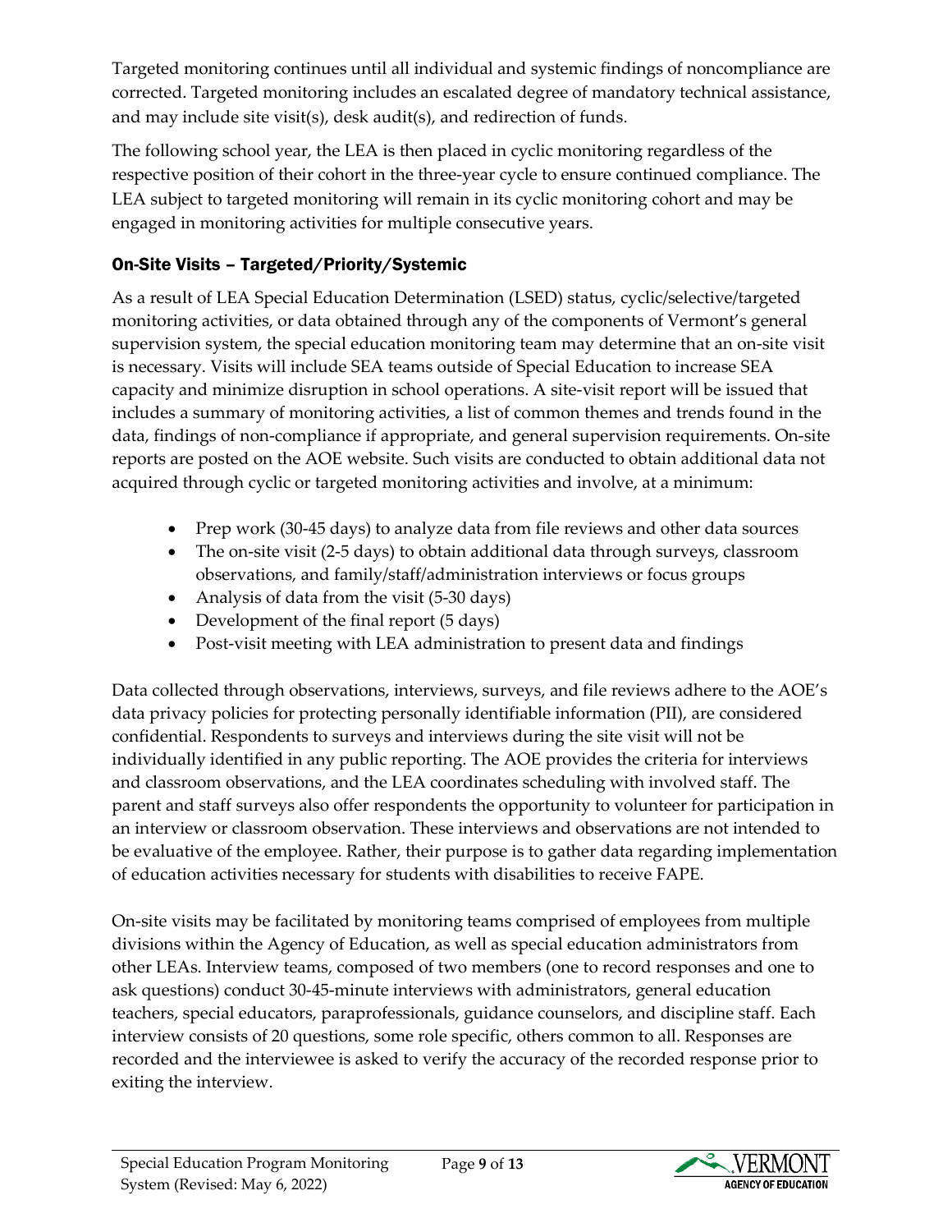Targeted monitoring continues until all individual and systemic findings of noncompliance are corrected. Targeted monitoring includes an escalated degree of mandatory technical assistance, and may include site visit(s), desk audit(s), and redirection of funds.

The following school year, the LEA is then placed in cyclic monitoring regardless of the respective position of their cohort in the three-year cycle to ensure continued compliance. The LEA subject to targeted monitoring will remain in its cyclic monitoring cohort and may be engaged in monitoring activities for multiple consecutive years.

### On-Site Visits – Targeted/Priority/Systemic

As a result of LEA Special Education Determination (LSED) status, cyclic/selective/targeted monitoring activities, or data obtained through any of the components of Vermont's general supervision system, the special education monitoring team may determine that an on-site visit is necessary. Visits will include SEA teams outside of Special Education to increase SEA capacity and minimize disruption in school operations. A site-visit report will be issued that includes a summary of monitoring activities, a list of common themes and trends found in the data, findings of non-compliance if appropriate, and general supervision requirements. On-site reports are posted on the AOE website. Such visits are conducted to obtain additional data not acquired through cyclic or targeted monitoring activities and involve, at a minimum:

- Prep work (30-45 days) to analyze data from file reviews and other data sources
- The on-site visit (2-5 days) to obtain additional data through surveys, classroom observations, and family/staff/administration interviews or focus groups
- Analysis of data from the visit (5-30 days)
- Development of the final report (5 days)
- Post-visit meeting with LEA administration to present data and findings

Data collected through observations, interviews, surveys, and file reviews adhere to the AOE's data privacy policies for protecting personally identifiable information (PII), are considered confidential. Respondents to surveys and interviews during the site visit will not be individually identified in any public reporting. The AOE provides the criteria for interviews and classroom observations, and the LEA coordinates scheduling with involved staff. The parent and staff surveys also offer respondents the opportunity to volunteer for participation in an interview or classroom observation. These interviews and observations are not intended to be evaluative of the employee. Rather, their purpose is to gather data regarding implementation of education activities necessary for students with disabilities to receive FAPE.

On-site visits may be facilitated by monitoring teams comprised of employees from multiple divisions within the Agency of Education, as well as special education administrators from other LEAs. Interview teams, composed of two members (one to record responses and one to ask questions) conduct 30-45-minute interviews with administrators, general education teachers, special educators, paraprofessionals, guidance counselors, and discipline staff. Each interview consists of 20 questions, some role specific, others common to all. Responses are recorded and the interviewee is asked to verify the accuracy of the recorded response prior to exiting the interview.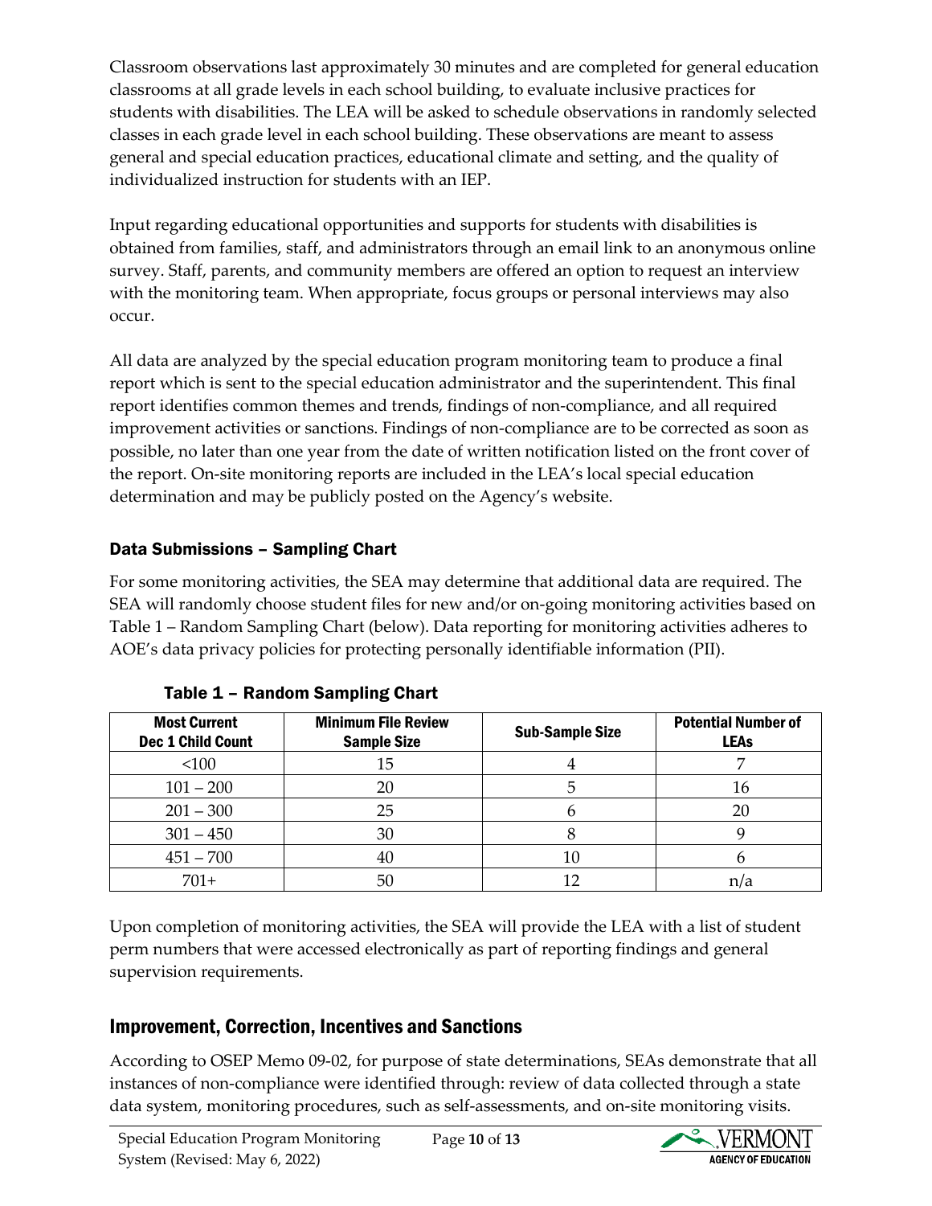Classroom observations last approximately 30 minutes and are completed for general education classrooms at all grade levels in each school building, to evaluate inclusive practices for students with disabilities. The LEA will be asked to schedule observations in randomly selected classes in each grade level in each school building. These observations are meant to assess general and special education practices, educational climate and setting, and the quality of individualized instruction for students with an IEP.

Input regarding educational opportunities and supports for students with disabilities is obtained from families, staff, and administrators through an email link to an anonymous online survey. Staff, parents, and community members are offered an option to request an interview with the monitoring team. When appropriate, focus groups or personal interviews may also occur.

All data are analyzed by the special education program monitoring team to produce a final report which is sent to the special education administrator and the superintendent. This final report identifies common themes and trends, findings of non-compliance, and all required improvement activities or sanctions. Findings of non-compliance are to be corrected as soon as possible, no later than one year from the date of written notification listed on the front cover of the report. On-site monitoring reports are included in the LEA's local special education determination and may be publicly posted on the Agency's website.

### Data Submissions – Sampling Chart

For some monitoring activities, the SEA may determine that additional data are required. The SEA will randomly choose student files for new and/or on-going monitoring activities based on Table 1 – Random Sampling Chart (below). Data reporting for monitoring activities adheres to AOE's data privacy policies for protecting personally identifiable information (PII).

**Table 1 – Random Sampling Chart**

| Most Current Dec 1 Child Count | Minimum File Review Sample Size | Sub-Sample Size | Potential Number of LEAs |
|---|---|---|---|
| <100 | 15 | 4 | 7 |
| 101 – 200 | 20 | 5 | 16 |
| 201 – 300 | 25 | 6 | 20 |
| 301 – 450 | 30 | 8 | 9 |
| 451 – 700 | 40 | 10 | 6 |
| 701+ | 50 | 12 | n/a |

Upon completion of monitoring activities, the SEA will provide the LEA with a list of student perm numbers that were accessed electronically as part of reporting findings and general supervision requirements.

## Improvement, Correction, Incentives and Sanctions

According to OSEP Memo 09-02, for purpose of state determinations, SEAs demonstrate that all instances of non-compliance were identified through: review of data collected through a state data system, monitoring procedures, such as self-assessments, and on-site monitoring visits.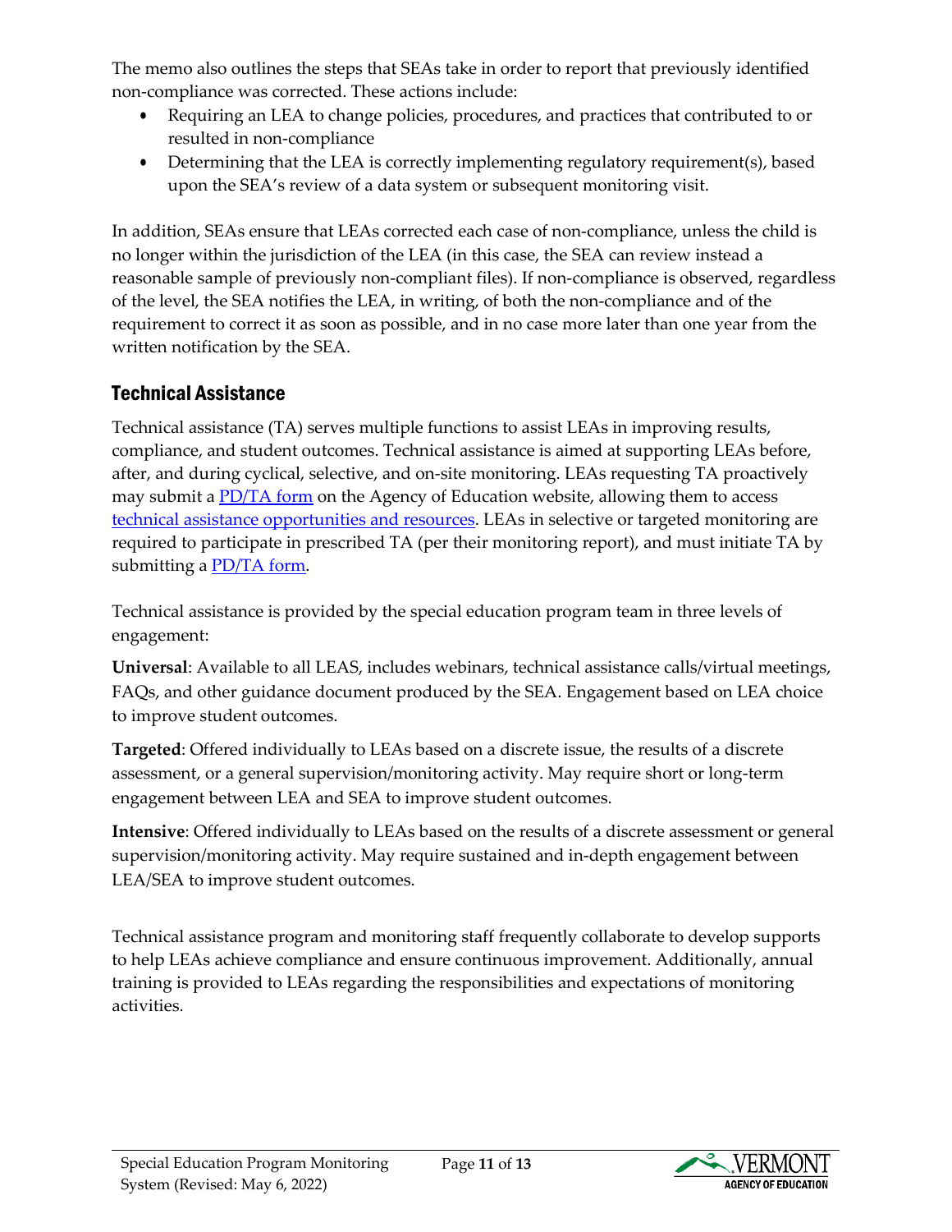The memo also outlines the steps that SEAs take in order to report that previously identified non-compliance was corrected. These actions include:

- Requiring an LEA to change policies, procedures, and practices that contributed to or resulted in non-compliance
- Determining that the LEA is correctly implementing regulatory requirement(s), based upon the SEA's review of a data system or subsequent monitoring visit.

In addition, SEAs ensure that LEAs corrected each case of non-compliance, unless the child is no longer within the jurisdiction of the LEA (in this case, the SEA can review instead a reasonable sample of previously non-compliant files). If non-compliance is observed, regardless of the level, the SEA notifies the LEA, in writing, of both the non-compliance and of the requirement to correct it as soon as possible, and in no case more later than one year from the written notification by the SEA.

## Technical Assistance

Technical assistance (TA) serves multiple functions to assist LEAs in improving results, compliance, and student outcomes. Technical assistance is aimed at supporting LEAs before, after, and during cyclical, selective, and on-site monitoring. LEAs requesting TA proactively may submit a PD/TA form on the Agency of Education website, allowing them to access technical assistance opportunities and resources. LEAs in selective or targeted monitoring are required to participate in prescribed TA (per their monitoring report), and must initiate TA by submitting a PD/TA form.

Technical assistance is provided by the special education program team in three levels of engagement:

**Universal**: Available to all LEAS, includes webinars, technical assistance calls/virtual meetings, FAQs, and other guidance document produced by the SEA. Engagement based on LEA choice to improve student outcomes.

**Targeted**: Offered individually to LEAs based on a discrete issue, the results of a discrete assessment, or a general supervision/monitoring activity. May require short or long-term engagement between LEA and SEA to improve student outcomes.

**Intensive**: Offered individually to LEAs based on the results of a discrete assessment or general supervision/monitoring activity. May require sustained and in-depth engagement between LEA/SEA to improve student outcomes.

Technical assistance program and monitoring staff frequently collaborate to develop supports to help LEAs achieve compliance and ensure continuous improvement. Additionally, annual training is provided to LEAs regarding the responsibilities and expectations of monitoring activities.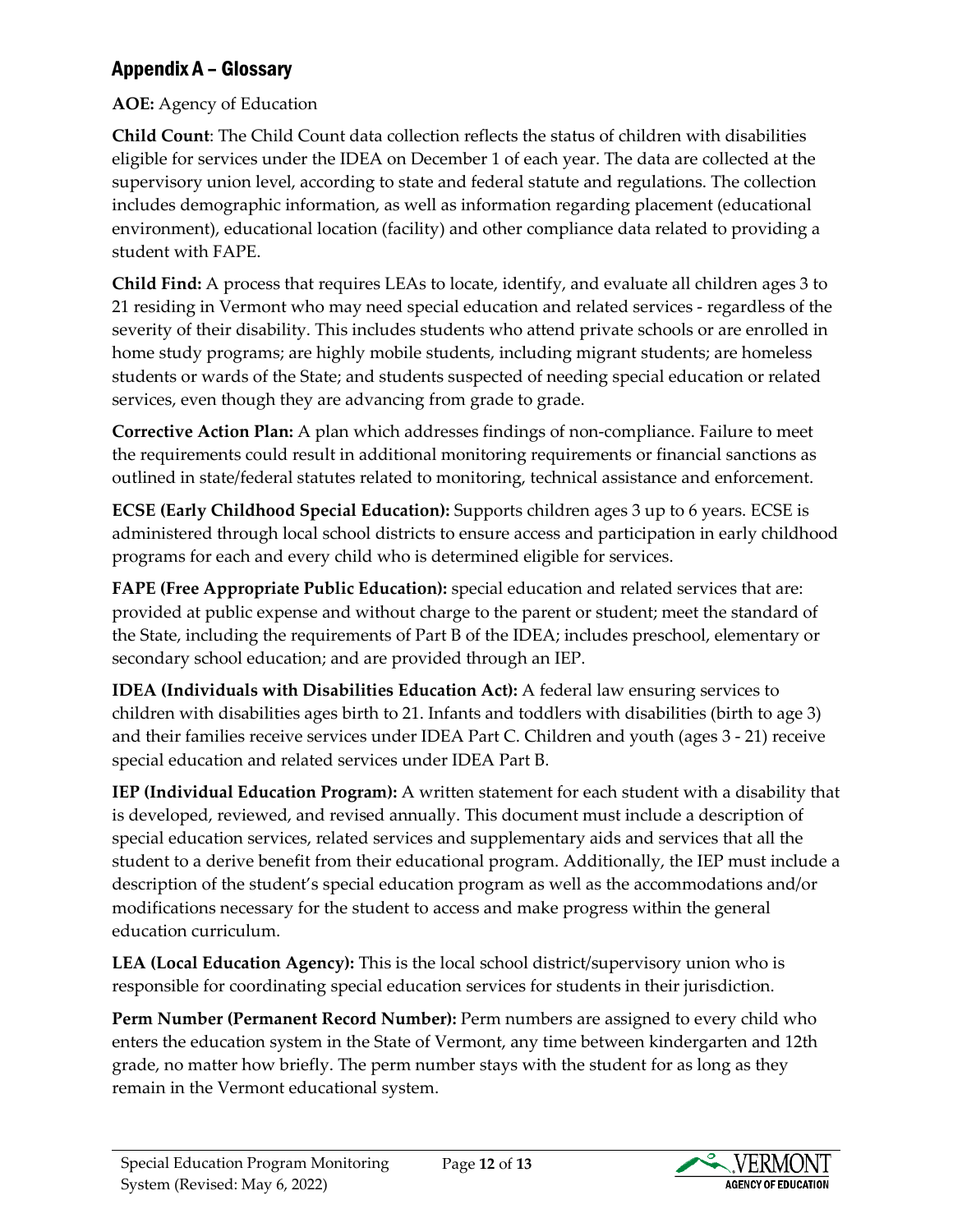## Appendix A – Glossary

**AOE:** Agency of Education

**Child Count**: The Child Count data collection reflects the status of children with disabilities eligible for services under the IDEA on December 1 of each year. The data are collected at the supervisory union level, according to state and federal statute and regulations. The collection includes demographic information, as well as information regarding placement (educational environment), educational location (facility) and other compliance data related to providing a student with FAPE.

**Child Find:** A process that requires LEAs to locate, identify, and evaluate all children ages 3 to 21 residing in Vermont who may need special education and related services - regardless of the severity of their disability. This includes students who attend private schools or are enrolled in home study programs; are highly mobile students, including migrant students; are homeless students or wards of the State; and students suspected of needing special education or related services, even though they are advancing from grade to grade.

**Corrective Action Plan:** A plan which addresses findings of non-compliance. Failure to meet the requirements could result in additional monitoring requirements or financial sanctions as outlined in state/federal statutes related to monitoring, technical assistance and enforcement.

**ECSE (Early Childhood Special Education):** Supports children ages 3 up to 6 years. ECSE is administered through local school districts to ensure access and participation in early childhood programs for each and every child who is determined eligible for services.

**FAPE (Free Appropriate Public Education):** special education and related services that are: provided at public expense and without charge to the parent or student; meet the standard of the State, including the requirements of Part B of the IDEA; includes preschool, elementary or secondary school education; and are provided through an IEP.

**IDEA (Individuals with Disabilities Education Act):** A federal law ensuring services to children with disabilities ages birth to 21. Infants and toddlers with disabilities (birth to age 3) and their families receive services under IDEA Part C. Children and youth (ages 3 - 21) receive special education and related services under IDEA Part B.

**IEP (Individual Education Program):** A written statement for each student with a disability that is developed, reviewed, and revised annually. This document must include a description of special education services, related services and supplementary aids and services that all the student to a derive benefit from their educational program. Additionally, the IEP must include a description of the student's special education program as well as the accommodations and/or modifications necessary for the student to access and make progress within the general education curriculum.

**LEA (Local Education Agency):** This is the local school district/supervisory union who is responsible for coordinating special education services for students in their jurisdiction.

**Perm Number (Permanent Record Number):** Perm numbers are assigned to every child who enters the education system in the State of Vermont, any time between kindergarten and 12th grade, no matter how briefly. The perm number stays with the student for as long as they remain in the Vermont educational system.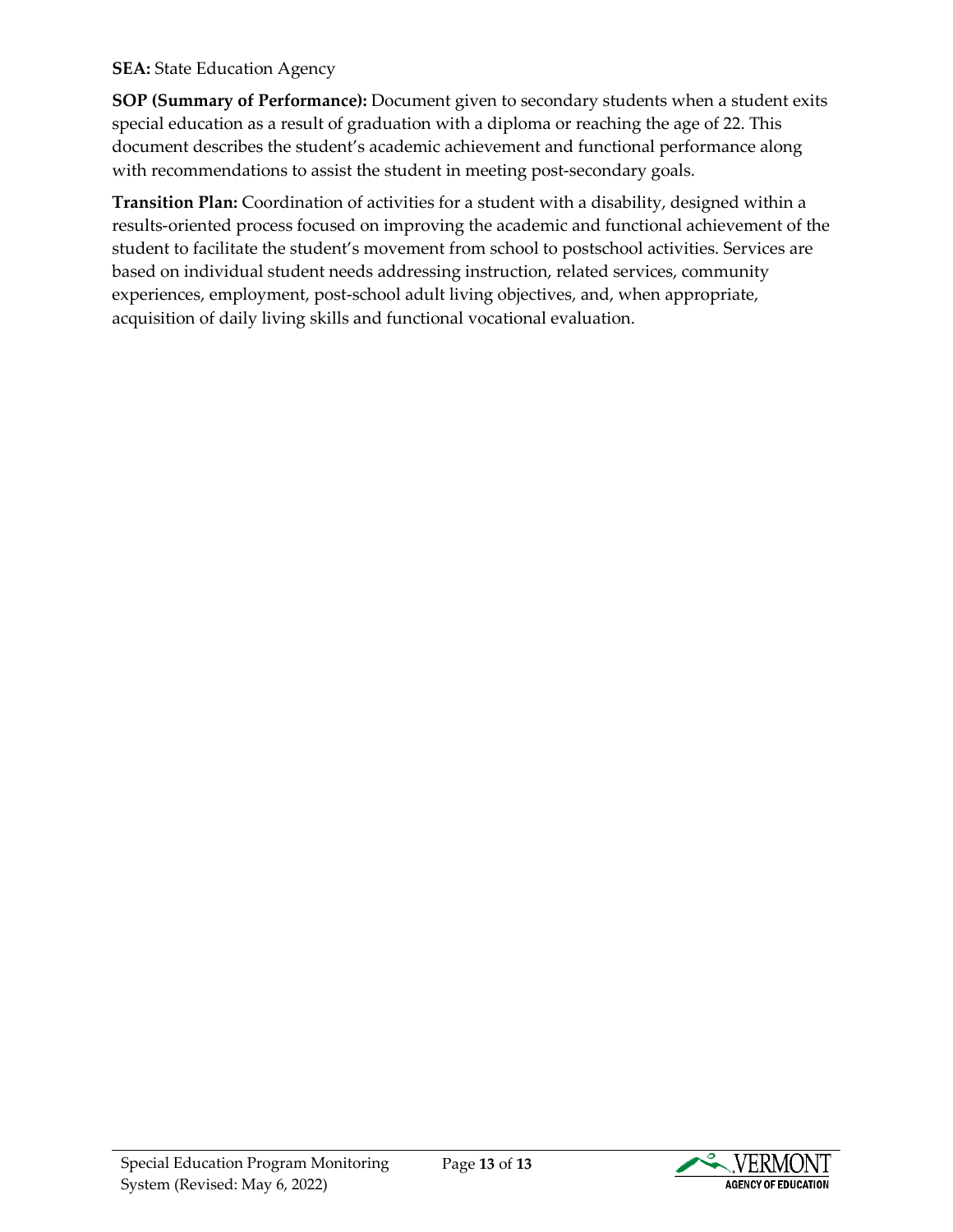**SEA:** State Education Agency

**SOP (Summary of Performance):** Document given to secondary students when a student exits special education as a result of graduation with a diploma or reaching the age of 22. This document describes the student's academic achievement and functional performance along with recommendations to assist the student in meeting post-secondary goals.

**Transition Plan:** Coordination of activities for a student with a disability, designed within a results-oriented process focused on improving the academic and functional achievement of the student to facilitate the student's movement from school to postschool activities. Services are based on individual student needs addressing instruction, related services, community experiences, employment, post-school adult living objectives, and, when appropriate, acquisition of daily living skills and functional vocational evaluation.